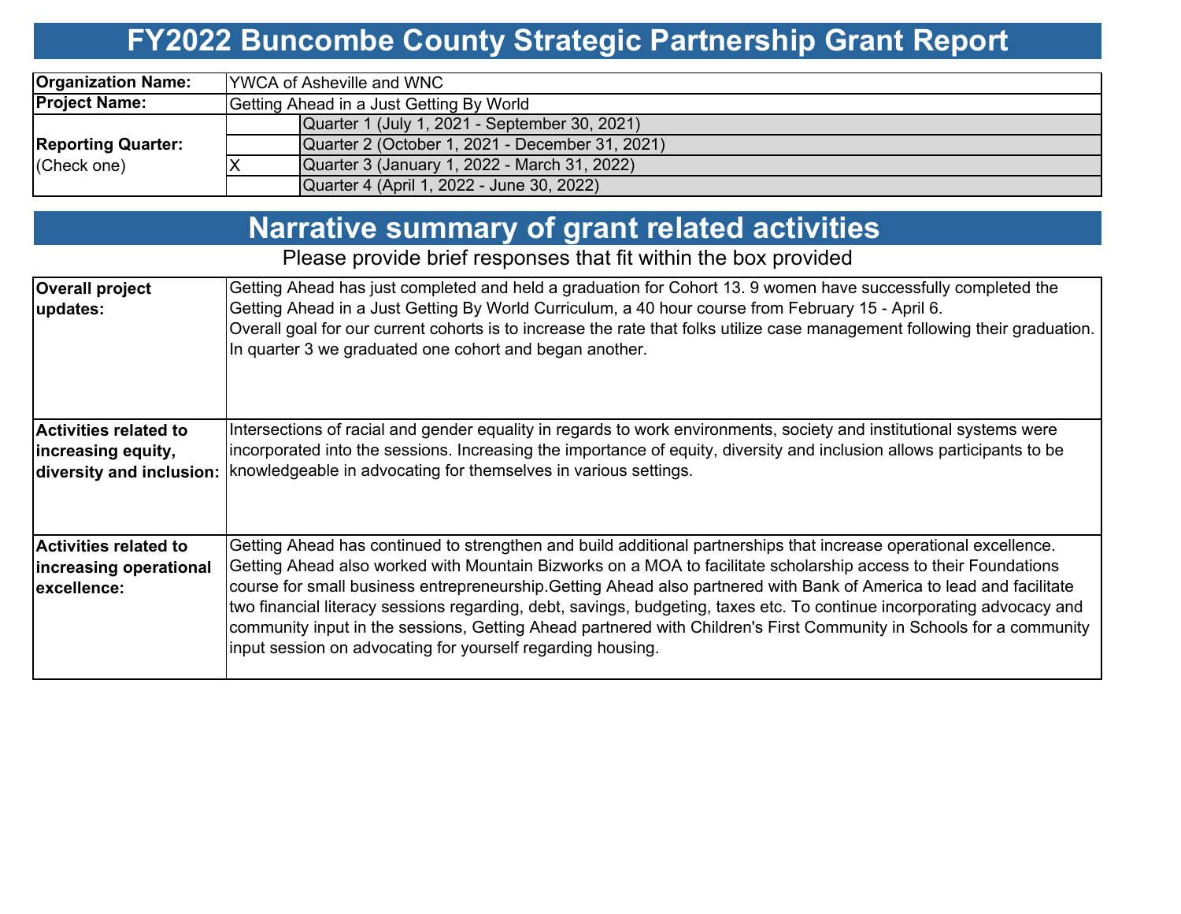# FY2022 Buncombe County Strategic Partnership Grant Report

| | | |
|---|---|---|
| **Organization Name:** | YWCA of Asheville and WNC | |
| **Project Name:** | Getting Ahead in a Just Getting By World | |
| **Reporting Quarter:** (Check one) | | Quarter 1 (July 1, 2021 - September 30, 2021) |
| | | Quarter 2 (October 1, 2021 - December 31, 2021) |
| | X | Quarter 3 (January 1, 2022 - March 31, 2022) |
| | | Quarter 4 (April 1, 2022 - June 30, 2022) |

## Narrative summary of grant related activities

Please provide brief responses that fit within the box provided

| | |
|---|---|
| **Overall project updates:** | Getting Ahead has just completed and held a graduation for Cohort 13. 9 women have successfully completed the Getting Ahead in a Just Getting By World Curriculum, a 40 hour course from February 15 - April 6. Overall goal for our current cohorts is to increase the rate that folks utilize case management following their graduation. In quarter 3 we graduated one cohort and began another. |
| **Activities related to increasing equity, diversity and inclusion:** | Intersections of racial and gender equality in regards to work environments, society and institutional systems were incorporated into the sessions. Increasing the importance of equity, diversity and inclusion allows participants to be knowledgeable in advocating for themselves in various settings. |
| **Activities related to increasing operational excellence:** | Getting Ahead has continued to strengthen and build additional partnerships that increase operational excellence. Getting Ahead also worked with Mountain Bizworks on a MOA to facilitate scholarship access to their Foundations course for small business entrepreneurship.Getting Ahead also partnered with Bank of America to lead and facilitate two financial literacy sessions regarding, debt, savings, budgeting, taxes etc. To continue incorporating advocacy and community input in the sessions, Getting Ahead partnered with Children's First Community in Schools for a community input session on advocating for yourself regarding housing. |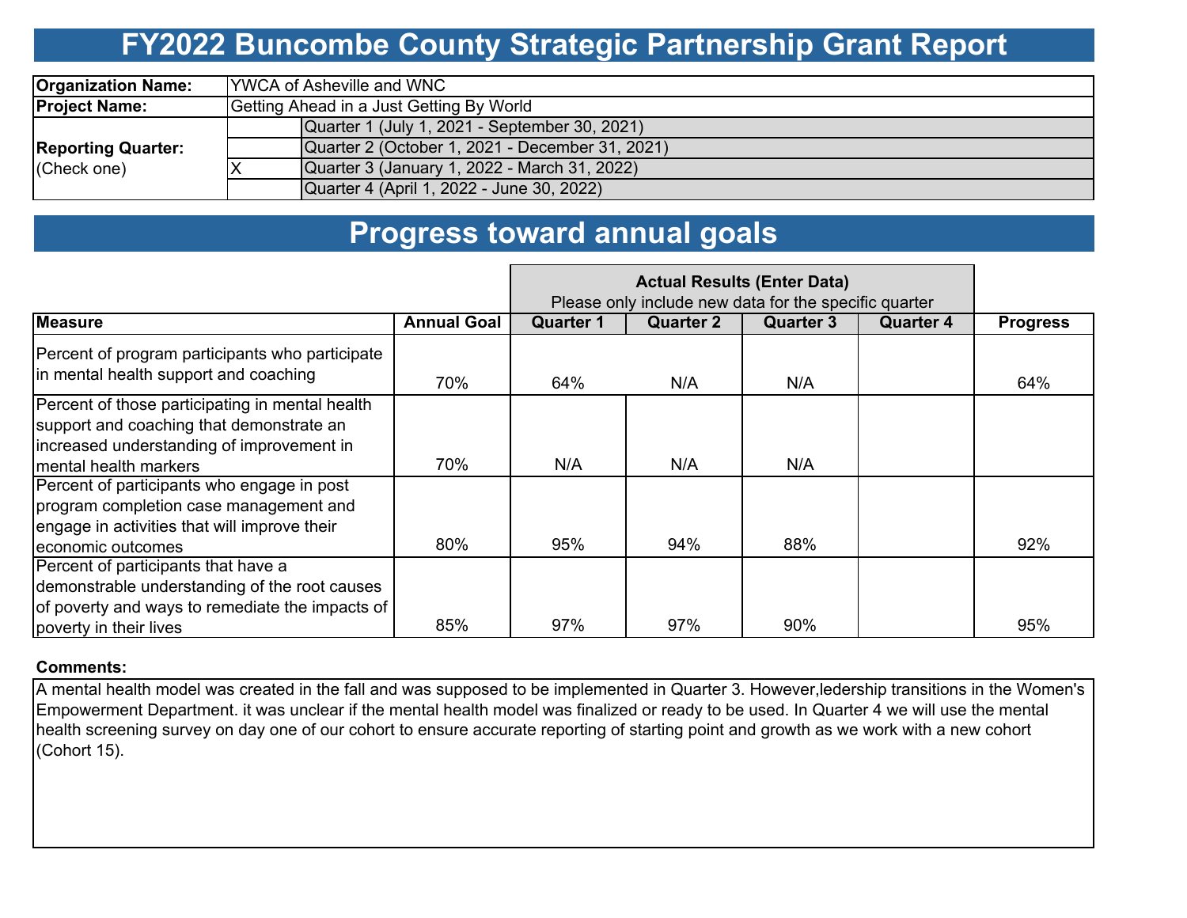# FY2022 Buncombe County Strategic Partnership Grant Report

| | | |
|---|---|---|
| **Organization Name:** | YWCA of Asheville and WNC | |
| **Project Name:** | Getting Ahead in a Just Getting By World | |
| **Reporting Quarter:** (Check one) | | Quarter 1 (July 1, 2021 - September 30, 2021) |
| | | Quarter 2 (October 1, 2021 - December 31, 2021) |
| | X | Quarter 3 (January 1, 2022 - March 31, 2022) |
| | | Quarter 4 (April 1, 2022 - June 30, 2022) |

# Progress toward annual goals

| | | Actual Results (Enter Data) Please only include new data for the specific quarter | | | | |
|---|---|---|---|---|---|---|
| **Measure** | **Annual Goal** | **Quarter 1** | **Quarter 2** | **Quarter 3** | **Quarter 4** | **Progress** |
| Percent of program participants who participate in mental health support and coaching | 70% | 64% | N/A | N/A | | 64% |
| Percent of those participating in mental health support and coaching that demonstrate an increased understanding of improvement in mental health markers | 70% | N/A | N/A | N/A | | |
| Percent of participants who engage in post program completion case management and engage in activities that will improve their economic outcomes | 80% | 95% | 94% | 88% | | 92% |
| Percent of participants that have a demonstrable understanding of the root causes of poverty and ways to remediate the impacts of poverty in their lives | 85% | 97% | 97% | 90% | | 95% |

**Comments:**

A mental health model was created in the fall and was supposed to be implemented in Quarter 3. However,ledership transitions in the Women's Empowerment Department. it was unclear if the mental health model was finalized or ready to be used. In Quarter 4 we will use the mental health screening survey on day one of our cohort to ensure accurate reporting of starting point and growth as we work with a new cohort (Cohort 15).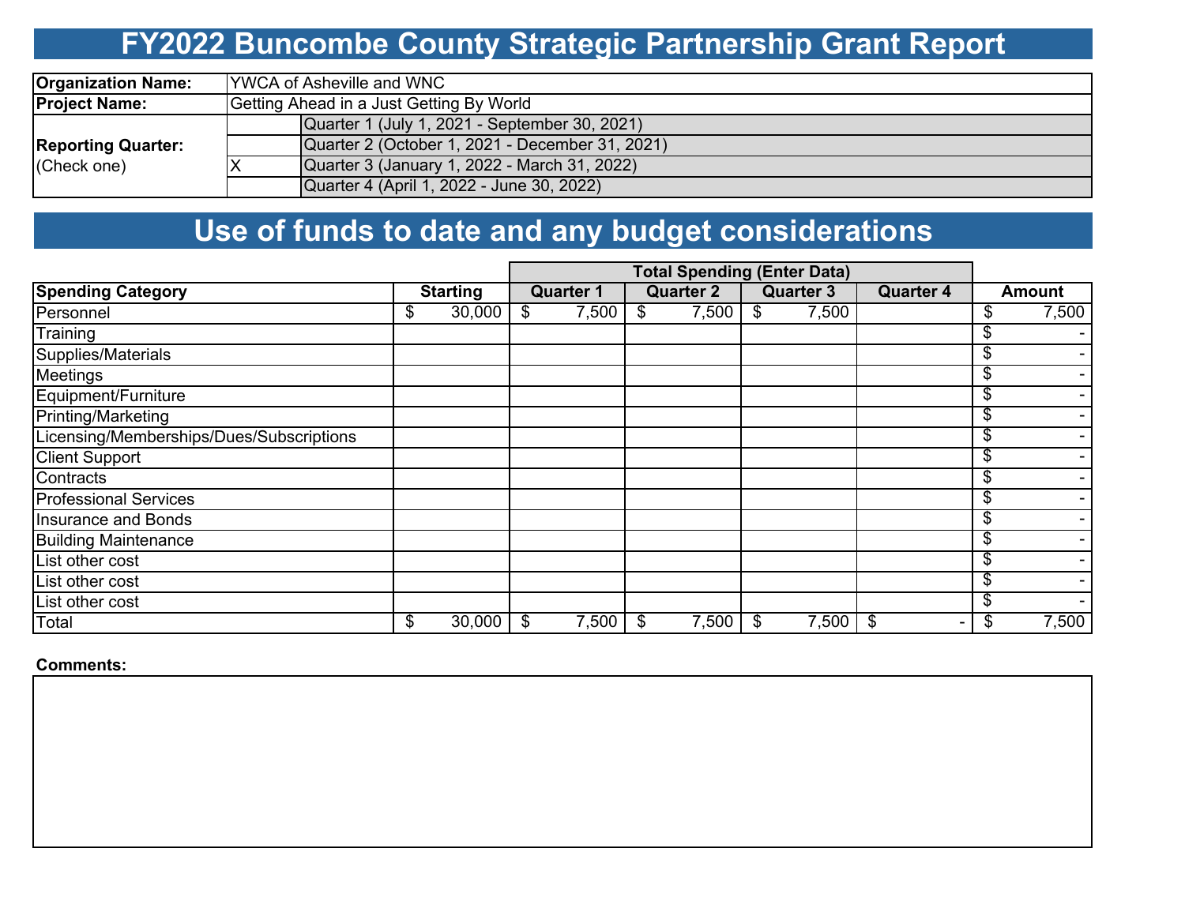# FY2022 Buncombe County Strategic Partnership Grant Report

| | | |
|---|---|---|
| **Organization Name:** | YWCA of Asheville and WNC | |
| **Project Name:** | Getting Ahead in a Just Getting By World | |
| **Reporting Quarter:** (Check one) | | Quarter 1 (July 1, 2021 - September 30, 2021) |
| | | Quarter 2 (October 1, 2021 - December 31, 2021) |
| | X | Quarter 3 (January 1, 2022 - March 31, 2022) |
| | | Quarter 4 (April 1, 2022 - June 30, 2022) |

# Use of funds to date and any budget considerations

| | | Total Spending (Enter Data) | | | | |
|---|---|---|---|---|---|---|
| **Spending Category** | **Starting** | **Quarter 1** | **Quarter 2** | **Quarter 3** | **Quarter 4** | **Amount** |
| Personnel | $ 30,000 | $ 7,500 | $ 7,500 | $ 7,500 | | $ 7,500 |
| Training | | | | | | $ - |
| Supplies/Materials | | | | | | $ - |
| Meetings | | | | | | $ - |
| Equipment/Furniture | | | | | | $ - |
| Printing/Marketing | | | | | | $ - |
| Licensing/Memberships/Dues/Subscriptions | | | | | | $ - |
| Client Support | | | | | | $ - |
| Contracts | | | | | | $ - |
| Professional Services | | | | | | $ - |
| Insurance and Bonds | | | | | | $ - |
| Building Maintenance | | | | | | $ - |
| List other cost | | | | | | $ - |
| List other cost | | | | | | $ - |
| List other cost | | | | | | $ - |
| Total | $ 30,000 | $ 7,500 | $ 7,500 | $ 7,500 | $ - | $ 7,500 |

**Comments:**